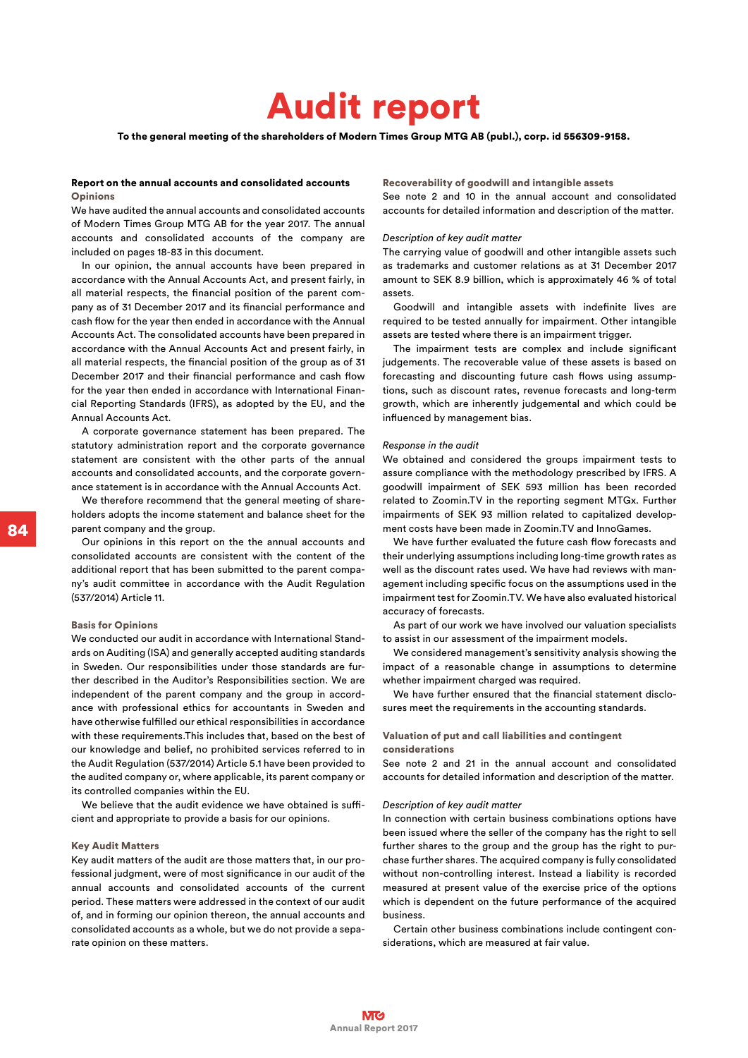# Audit report

**To the general meeting of the shareholders of Modern Times Group MTG AB (publ.), corp. id 556309-9158.**

## Report on the annual accounts and consolidated accounts

### Opinions

We have audited the annual accounts and consolidated accounts of Modern Times Group MTG AB for the year 2017. The annual accounts and consolidated accounts of the company are included on pages 18-83 in this document.

In our opinion, the annual accounts have been prepared in accordance with the Annual Accounts Act, and present fairly, in all material respects, the financial position of the parent company as of 31 December 2017 and its financial performance and cash flow for the year then ended in accordance with the Annual Accounts Act. The consolidated accounts have been prepared in accordance with the Annual Accounts Act and present fairly, in all material respects, the financial position of the group as of 31 December 2017 and their financial performance and cash flow for the year then ended in accordance with International Financial Reporting Standards (IFRS), as adopted by the EU, and the Annual Accounts Act.

A corporate governance statement has been prepared. The statutory administration report and the corporate governance statement are consistent with the other parts of the annual accounts and consolidated accounts, and the corporate governance statement is in accordance with the Annual Accounts Act.

We therefore recommend that the general meeting of shareholders adopts the income statement and balance sheet for the parent company and the group.

Our opinions in this report on the the annual accounts and consolidated accounts are consistent with the content of the additional report that has been submitted to the parent company's audit committee in accordance with the Audit Regulation (537/2014) Article 11.

### Basis for Opinions

We conducted our audit in accordance with International Standards on Auditing (ISA) and generally accepted auditing standards in Sweden. Our responsibilities under those standards are further described in the Auditor's Responsibilities section. We are independent of the parent company and the group in accordance with professional ethics for accountants in Sweden and have otherwise fulfilled our ethical responsibilities in accordance with these requirements.This includes that, based on the best of our knowledge and belief, no prohibited services referred to in the Audit Regulation (537/2014) Article 5.1 have been provided to the audited company or, where applicable, its parent company or its controlled companies within the EU.

We believe that the audit evidence we have obtained is sufficient and appropriate to provide a basis for our opinions.

### Key Audit Matters

Key audit matters of the audit are those matters that, in our professional judgment, were of most significance in our audit of the annual accounts and consolidated accounts of the current period. These matters were addressed in the context of our audit of, and in forming our opinion thereon, the annual accounts and consolidated accounts as a whole, but we do not provide a separate opinion on these matters.

### Recoverability of goodwill and intangible assets

See note 2 and 10 in the annual account and consolidated accounts for detailed information and description of the matter.

*Description of key audit matter*

The carrying value of goodwill and other intangible assets such as trademarks and customer relations as at 31 December 2017 amount to SEK 8.9 billion, which is approximately 46 % of total assets.

Goodwill and intangible assets with indefinite lives are required to be tested annually for impairment. Other intangible assets are tested where there is an impairment trigger.

The impairment tests are complex and include significant judgements. The recoverable value of these assets is based on forecasting and discounting future cash flows using assumptions, such as discount rates, revenue forecasts and long-term growth, which are inherently judgemental and which could be influenced by management bias.

*Response in the audit*

We obtained and considered the groups impairment tests to assure compliance with the methodology prescribed by IFRS. A goodwill impairment of SEK 593 million has been recorded related to Zoomin.TV in the reporting segment MTGx. Further impairments of SEK 93 million related to capitalized development costs have been made in Zoomin.TV and InnoGames.

We have further evaluated the future cash flow forecasts and their underlying assumptions including long-time growth rates as well as the discount rates used. We have had reviews with management including specific focus on the assumptions used in the impairment test for Zoomin.TV. We have also evaluated historical accuracy of forecasts.

As part of our work we have involved our valuation specialists to assist in our assessment of the impairment models.

We considered management's sensitivity analysis showing the impact of a reasonable change in assumptions to determine whether impairment charged was required.

We have further ensured that the financial statement disclosures meet the requirements in the accounting standards.

### Valuation of put and call liabilities and contingent considerations

See note 2 and 21 in the annual account and consolidated accounts for detailed information and description of the matter.

*Description of key audit matter*

In connection with certain business combinations options have been issued where the seller of the company has the right to sell further shares to the group and the group has the right to purchase further shares. The acquired company is fully consolidated without non-controlling interest. Instead a liability is recorded measured at present value of the exercise price of the options which is dependent on the future performance of the acquired business.

Certain other business combinations include contingent considerations, which are measured at fair value.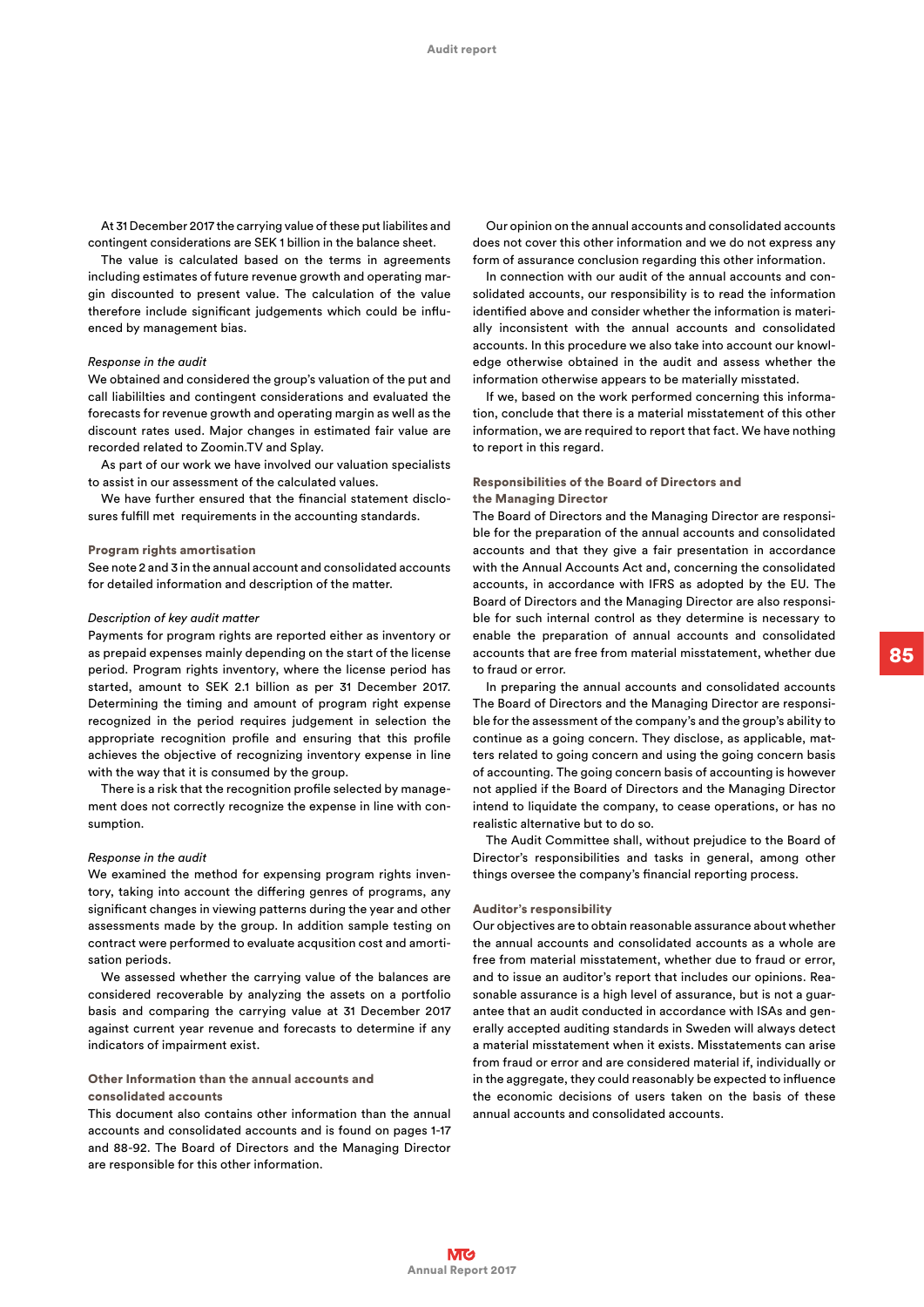At 31 December 2017 the carrying value of these put liabilites and contingent considerations are SEK 1 billion in the balance sheet.

The value is calculated based on the terms in agreements including estimates of future revenue growth and operating margin discounted to present value. The calculation of the value therefore include significant judgements which could be influenced by management bias.

*Response in the audit*

We obtained and considered the group's valuation of the put and call liabililties and contingent considerations and evaluated the forecasts for revenue growth and operating margin as well as the discount rates used. Major changes in estimated fair value are recorded related to Zoomin.TV and Splay.

As part of our work we have involved our valuation specialists to assist in our assessment of the calculated values.

We have further ensured that the financial statement disclosures fulfill met requirements in the accounting standards.

### Program rights amortisation

See note 2 and 3 in the annual account and consolidated accounts for detailed information and description of the matter.

*Description of key audit matter*

Payments for program rights are reported either as inventory or as prepaid expenses mainly depending on the start of the license period. Program rights inventory, where the license period has started, amount to SEK 2.1 billion as per 31 December 2017. Determining the timing and amount of program right expense recognized in the period requires judgement in selection the appropriate recognition profile and ensuring that this profile achieves the objective of recognizing inventory expense in line with the way that it is consumed by the group.

There is a risk that the recognition profile selected by management does not correctly recognize the expense in line with consumption.

*Response in the audit*

We examined the method for expensing program rights inventory, taking into account the differing genres of programs, any significant changes in viewing patterns during the year and other assessments made by the group. In addition sample testing on contract were performed to evaluate acqusition cost and amortisation periods.

We assessed whether the carrying value of the balances are considered recoverable by analyzing the assets on a portfolio basis and comparing the carrying value at 31 December 2017 against current year revenue and forecasts to determine if any indicators of impairment exist.

### Other Information than the annual accounts and consolidated accounts

This document also contains other information than the annual accounts and consolidated accounts and is found on pages 1-17 and 88-92. The Board of Directors and the Managing Director are responsible for this other information.

Our opinion on the annual accounts and consolidated accounts does not cover this other information and we do not express any form of assurance conclusion regarding this other information.

In connection with our audit of the annual accounts and consolidated accounts, our responsibility is to read the information identified above and consider whether the information is materially inconsistent with the annual accounts and consolidated accounts. In this procedure we also take into account our knowledge otherwise obtained in the audit and assess whether the information otherwise appears to be materially misstated.

If we, based on the work performed concerning this information, conclude that there is a material misstatement of this other information, we are required to report that fact. We have nothing to report in this regard.

### Responsibilities of the Board of Directors and the Managing Director

The Board of Directors and the Managing Director are responsible for the preparation of the annual accounts and consolidated accounts and that they give a fair presentation in accordance with the Annual Accounts Act and, concerning the consolidated accounts, in accordance with IFRS as adopted by the EU. The Board of Directors and the Managing Director are also responsible for such internal control as they determine is necessary to enable the preparation of annual accounts and consolidated accounts that are free from material misstatement, whether due to fraud or error.

In preparing the annual accounts and consolidated accounts The Board of Directors and the Managing Director are responsible for the assessment of the company's and the group's ability to continue as a going concern. They disclose, as applicable, matters related to going concern and using the going concern basis of accounting. The going concern basis of accounting is however not applied if the Board of Directors and the Managing Director intend to liquidate the company, to cease operations, or has no realistic alternative but to do so.

The Audit Committee shall, without prejudice to the Board of Director's responsibilities and tasks in general, among other things oversee the company's financial reporting process.

### Auditor's responsibility

Our objectives are to obtain reasonable assurance about whether the annual accounts and consolidated accounts as a whole are free from material misstatement, whether due to fraud or error, and to issue an auditor's report that includes our opinions. Reasonable assurance is a high level of assurance, but is not a guarantee that an audit conducted in accordance with ISAs and generally accepted auditing standards in Sweden will always detect a material misstatement when it exists. Misstatements can arise from fraud or error and are considered material if, individually or in the aggregate, they could reasonably be expected to influence the economic decisions of users taken on the basis of these annual accounts and consolidated accounts.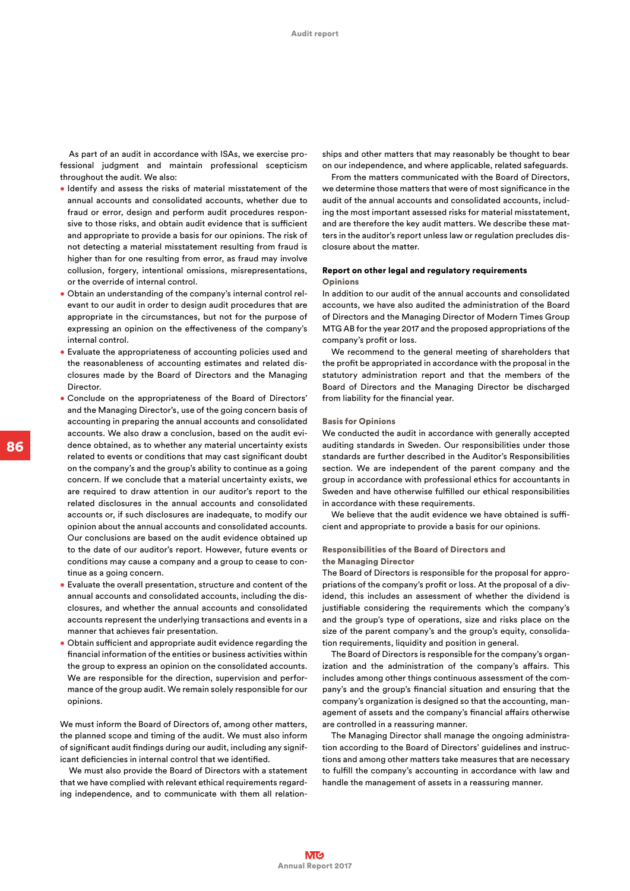As part of an audit in accordance with ISAs, we exercise professional judgment and maintain professional scepticism throughout the audit. We also:

- Identify and assess the risks of material misstatement of the annual accounts and consolidated accounts, whether due to fraud or error, design and perform audit procedures responsive to those risks, and obtain audit evidence that is sufficient and appropriate to provide a basis for our opinions. The risk of not detecting a material misstatement resulting from fraud is higher than for one resulting from error, as fraud may involve collusion, forgery, intentional omissions, misrepresentations, or the override of internal control.
- Obtain an understanding of the company's internal control relevant to our audit in order to design audit procedures that are appropriate in the circumstances, but not for the purpose of expressing an opinion on the effectiveness of the company's internal control.
- Evaluate the appropriateness of accounting policies used and the reasonableness of accounting estimates and related disclosures made by the Board of Directors and the Managing Director.
- Conclude on the appropriateness of the Board of Directors' and the Managing Director's, use of the going concern basis of accounting in preparing the annual accounts and consolidated accounts. We also draw a conclusion, based on the audit evidence obtained, as to whether any material uncertainty exists related to events or conditions that may cast significant doubt on the company's and the group's ability to continue as a going concern. If we conclude that a material uncertainty exists, we are required to draw attention in our auditor's report to the related disclosures in the annual accounts and consolidated accounts or, if such disclosures are inadequate, to modify our opinion about the annual accounts and consolidated accounts. Our conclusions are based on the audit evidence obtained up to the date of our auditor's report. However, future events or conditions may cause a company and a group to cease to continue as a going concern.
- Evaluate the overall presentation, structure and content of the annual accounts and consolidated accounts, including the disclosures, and whether the annual accounts and consolidated accounts represent the underlying transactions and events in a manner that achieves fair presentation.
- Obtain sufficient and appropriate audit evidence regarding the financial information of the entities or business activities within the group to express an opinion on the consolidated accounts. We are responsible for the direction, supervision and performance of the group audit. We remain solely responsible for our opinions.

We must inform the Board of Directors of, among other matters, the planned scope and timing of the audit. We must also inform of significant audit findings during our audit, including any significant deficiencies in internal control that we identified.

We must also provide the Board of Directors with a statement that we have complied with relevant ethical requirements regarding independence, and to communicate with them all relationships and other matters that may reasonably be thought to bear on our independence, and where applicable, related safeguards.

From the matters communicated with the Board of Directors, we determine those matters that were of most significance in the audit of the annual accounts and consolidated accounts, including the most important assessed risks for material misstatement, and are therefore the key audit matters. We describe these matters in the auditor's report unless law or regulation precludes disclosure about the matter.

## Report on other legal and regulatory requirements

### Opinions

In addition to our audit of the annual accounts and consolidated accounts, we have also audited the administration of the Board of Directors and the Managing Director of Modern Times Group MTG AB for the year 2017 and the proposed appropriations of the company's profit or loss.

We recommend to the general meeting of shareholders that the profit be appropriated in accordance with the proposal in the statutory administration report and that the members of the Board of Directors and the Managing Director be discharged from liability for the financial year.

### Basis for Opinions

We conducted the audit in accordance with generally accepted auditing standards in Sweden. Our responsibilities under those standards are further described in the Auditor's Responsibilities section. We are independent of the parent company and the group in accordance with professional ethics for accountants in Sweden and have otherwise fulfilled our ethical responsibilities in accordance with these requirements.

We believe that the audit evidence we have obtained is sufficient and appropriate to provide a basis for our opinions.

### Responsibilities of the Board of Directors and the Managing Director

The Board of Directors is responsible for the proposal for appropriations of the company's profit or loss. At the proposal of a dividend, this includes an assessment of whether the dividend is justifiable considering the requirements which the company's and the group's type of operations, size and risks place on the size of the parent company's and the group's equity, consolidation requirements, liquidity and position in general.

The Board of Directors is responsible for the company's organization and the administration of the company's affairs. This includes among other things continuous assessment of the company's and the group's financial situation and ensuring that the company's organization is designed so that the accounting, management of assets and the company's financial affairs otherwise are controlled in a reassuring manner.

The Managing Director shall manage the ongoing administration according to the Board of Directors' guidelines and instructions and among other matters take measures that are necessary to fulfill the company's accounting in accordance with law and handle the management of assets in a reassuring manner.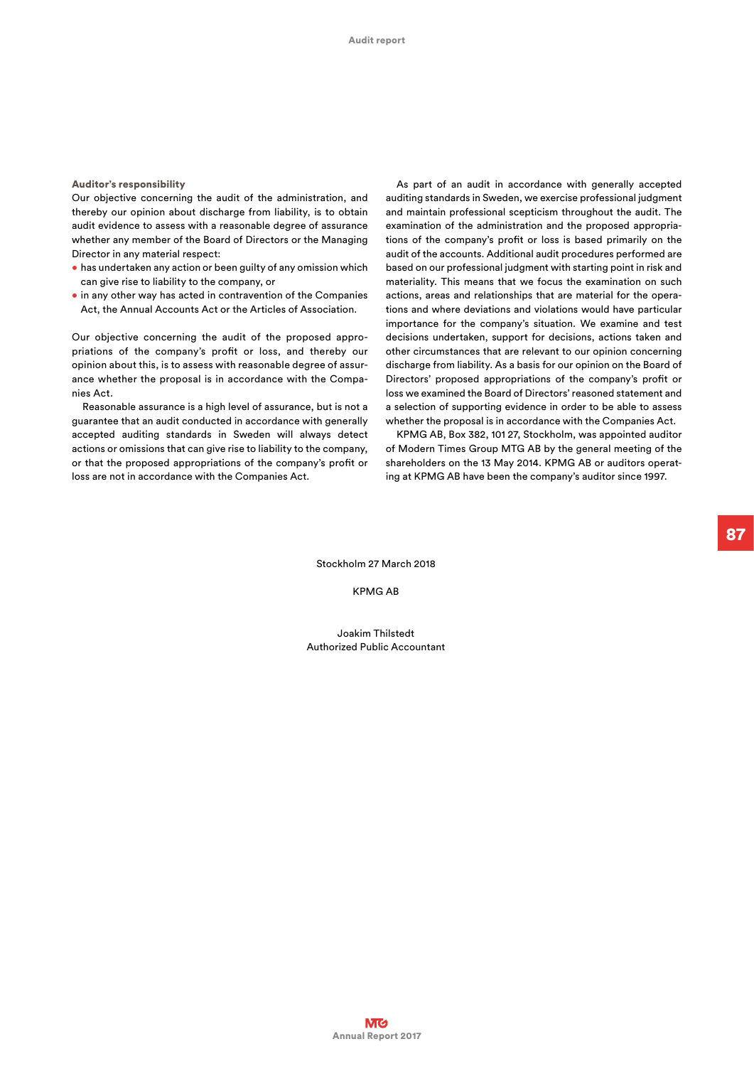### Auditor's responsibility

Our objective concerning the audit of the administration, and thereby our opinion about discharge from liability, is to obtain audit evidence to assess with a reasonable degree of assurance whether any member of the Board of Directors or the Managing Director in any material respect:

- has undertaken any action or been guilty of any omission which can give rise to liability to the company, or
- in any other way has acted in contravention of the Companies Act, the Annual Accounts Act or the Articles of Association.

Our objective concerning the audit of the proposed appropriations of the company's profit or loss, and thereby our opinion about this, is to assess with reasonable degree of assurance whether the proposal is in accordance with the Companies Act.

Reasonable assurance is a high level of assurance, but is not a guarantee that an audit conducted in accordance with generally accepted auditing standards in Sweden will always detect actions or omissions that can give rise to liability to the company, or that the proposed appropriations of the company's profit or loss are not in accordance with the Companies Act.

As part of an audit in accordance with generally accepted auditing standards in Sweden, we exercise professional judgment and maintain professional scepticism throughout the audit. The examination of the administration and the proposed appropriations of the company's profit or loss is based primarily on the audit of the accounts. Additional audit procedures performed are based on our professional judgment with starting point in risk and materiality. This means that we focus the examination on such actions, areas and relationships that are material for the operations and where deviations and violations would have particular importance for the company's situation. We examine and test decisions undertaken, support for decisions, actions taken and other circumstances that are relevant to our opinion concerning discharge from liability. As a basis for our opinion on the Board of Directors' proposed appropriations of the company's profit or loss we examined the Board of Directors' reasoned statement and a selection of supporting evidence in order to be able to assess whether the proposal is in accordance with the Companies Act.

KPMG AB, Box 382, 101 27, Stockholm, was appointed auditor of Modern Times Group MTG AB by the general meeting of the shareholders on the 13 May 2014. KPMG AB or auditors operating at KPMG AB have been the company's auditor since 1997.

Stockholm 27 March 2018

KPMG AB

Joakim Thilstedt
Authorized Public Accountant